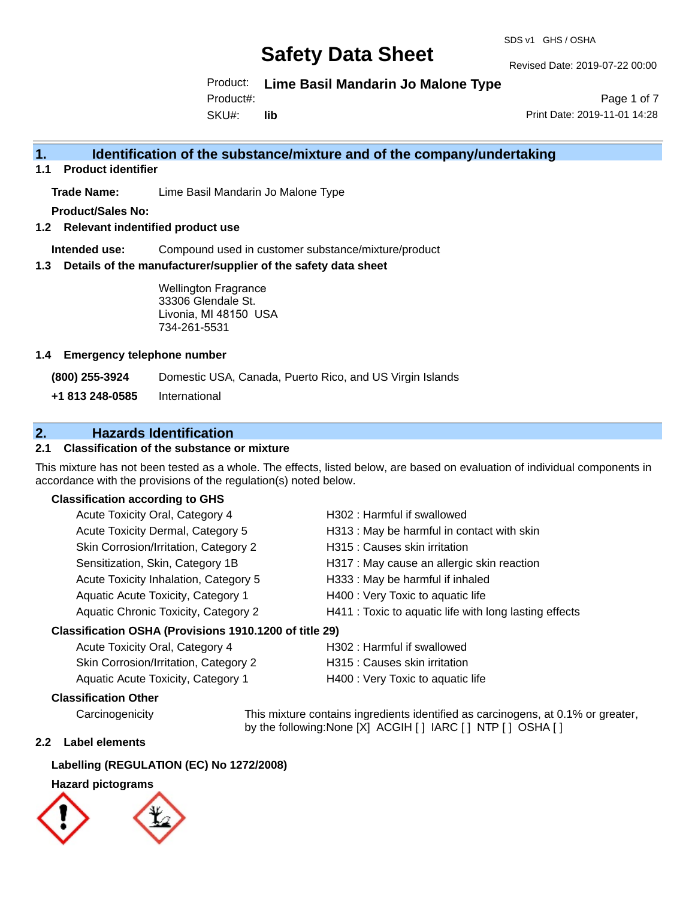# Safety Data Sheet

SDS v1 GHS / OSHA

Revised Date: 2019-07-22 00:00

Product: **Lime Basil Mandarin Jo Malone Type**

Product#:

SKU#: **lib**

Print Date: 2019-11-01 14:28

## 1. Identification of the substance/mixture and of the company/undertaking

### 1.1 Product identifier

**Trade Name:** Lime Basil Mandarin Jo Malone Type

**Product/Sales No:**

### 1.2 Relevant indentified product use

**Intended use:** Compound used in customer substance/mixture/product

### 1.3 Details of the manufacturer/supplier of the safety data sheet

Wellington Fragrance
33306 Glendale St.
Livonia, MI 48150 USA
734-261-5531

### 1.4 Emergency telephone number

**(800) 255-3924** Domestic USA, Canada, Puerto Rico, and US Virgin Islands

**+1 813 248-0585** International

## 2. Hazards Identification

### 2.1 Classification of the substance or mixture

This mixture has not been tested as a whole. The effects, listed below, are based on evaluation of individual components in accordance with the provisions of the regulation(s) noted below.

**Classification according to GHS**

| | |
|---|---|
| Acute Toxicity Oral, Category 4 | H302 : Harmful if swallowed |
| Acute Toxicity Dermal, Category 5 | H313 : May be harmful in contact with skin |
| Skin Corrosion/Irritation, Category 2 | H315 : Causes skin irritation |
| Sensitization, Skin, Category 1B | H317 : May cause an allergic skin reaction |
| Acute Toxicity Inhalation, Category 5 | H333 : May be harmful if inhaled |
| Aquatic Acute Toxicity, Category 1 | H400 : Very Toxic to aquatic life |
| Aquatic Chronic Toxicity, Category 2 | H411 : Toxic to aquatic life with long lasting effects |

**Classification OSHA (Provisions 1910.1200 of title 29)**

| | |
|---|---|
| Acute Toxicity Oral, Category 4 | H302 : Harmful if swallowed |
| Skin Corrosion/Irritation, Category 2 | H315 : Causes skin irritation |
| Aquatic Acute Toxicity, Category 1 | H400 : Very Toxic to aquatic life |

**Classification Other**

Carcinogenicity: This mixture contains ingredients identified as carcinogens, at 0.1% or greater, by the following:None [X] ACGIH [ ] IARC [ ] NTP [ ] OSHA [ ]

### 2.2 Label elements

**Labelling (REGULATION (EC) No 1272/2008)**

**Hazard pictograms**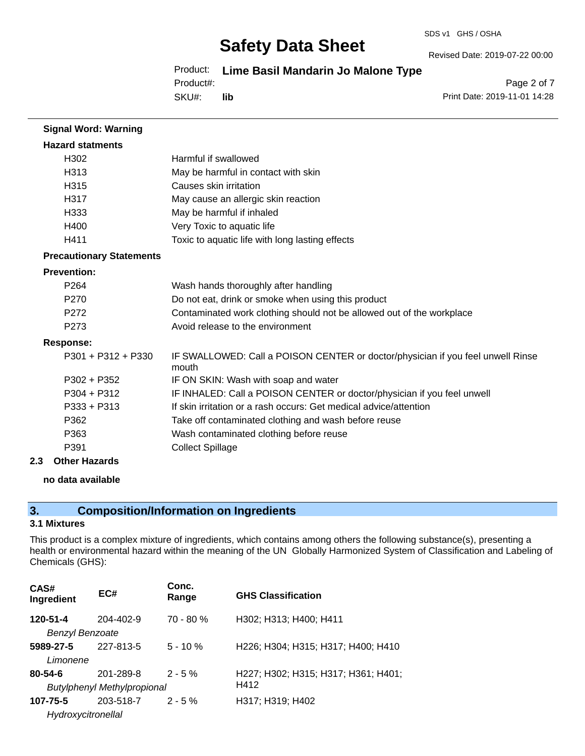**Signal Word: Warning**

**Hazard statments**

| | |
|---|---|
| H302 | Harmful if swallowed |
| H313 | May be harmful in contact with skin |
| H315 | Causes skin irritation |
| H317 | May cause an allergic skin reaction |
| H333 | May be harmful if inhaled |
| H400 | Very Toxic to aquatic life |
| H411 | Toxic to aquatic life with long lasting effects |

**Precautionary Statements**

**Prevention:**

| | |
|---|---|
| P264 | Wash hands thoroughly after handling |
| P270 | Do not eat, drink or smoke when using this product |
| P272 | Contaminated work clothing should not be allowed out of the workplace |
| P273 | Avoid release to the environment |

**Response:**

| | |
|---|---|
| P301 + P312 + P330 | IF SWALLOWED: Call a POISON CENTER or doctor/physician if you feel unwell Rinse mouth |
| P302 + P352 | IF ON SKIN: Wash with soap and water |
| P304 + P312 | IF INHALED: Call a POISON CENTER or doctor/physician if you feel unwell |
| P333 + P313 | If skin irritation or a rash occurs: Get medical advice/attention |
| P362 | Take off contaminated clothing and wash before reuse |
| P363 | Wash contaminated clothing before reuse |
| P391 | Collect Spillage |

**2.3 Other Hazards**

**no data available**

## 3. Composition/Information on Ingredients

**3.1 Mixtures**

This product is a complex mixture of ingredients, which contains among others the following substance(s), presenting a health or environmental hazard within the meaning of the UN Globally Harmonized System of Classification and Labeling of Chemicals (GHS):

| CAS# Ingredient | EC# | Conc. Range | GHS Classification |
|---|---|---|---|
| **120-51-4** *Benzyl Benzoate* | 204-402-9 | 70 - 80 % | H302; H313; H400; H411 |
| **5989-27-5** *Limonene* | 227-813-5 | 5 - 10 % | H226; H304; H315; H317; H400; H410 |
| **80-54-6** *Butylphenyl Methylpropional* | 201-289-8 | 2 - 5 % | H227; H302; H315; H317; H361; H401; H412 |
| **107-75-5** *Hydroxycitronellal* | 203-518-7 | 2 - 5 % | H317; H319; H402 |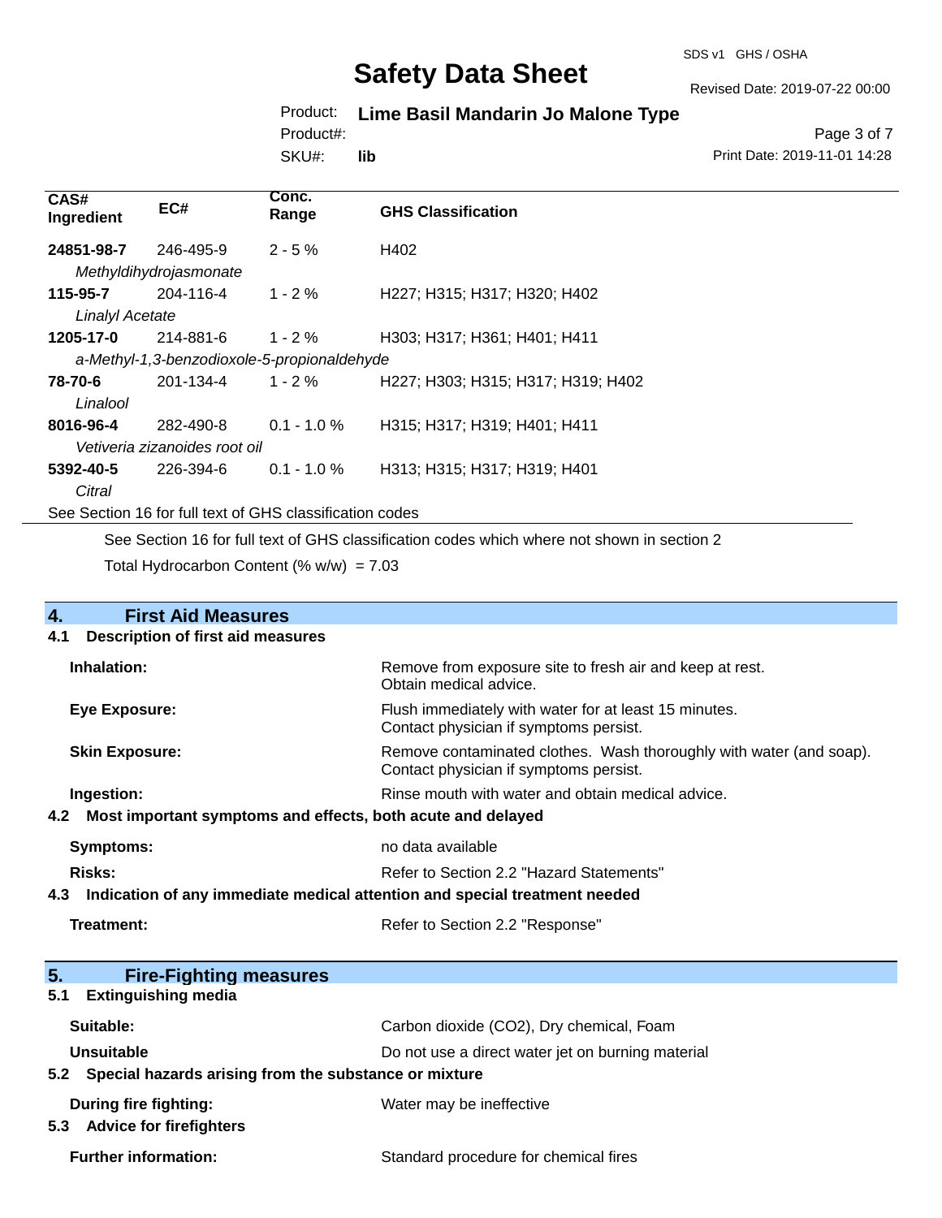| CAS# Ingredient | EC# | Conc. Range | GHS Classification |
|---|---|---|---|
| **24851-98-7** | 246-495-9 | 2 - 5 % | H402 |
| *Methyldihydrojasmonate* | | | |
| **115-95-7** | 204-116-4 | 1 - 2 % | H227; H315; H317; H320; H402 |
| *Linalyl Acetate* | | | |
| **1205-17-0** | 214-881-6 | 1 - 2 % | H303; H317; H361; H401; H411 |
| *a-Methyl-1,3-benzodioxole-5-propionaldehyde* | | | |
| **78-70-6** | 201-134-4 | 1 - 2 % | H227; H303; H315; H317; H319; H402 |
| *Linalool* | | | |
| **8016-96-4** | 282-490-8 | 0.1 - 1.0 % | H315; H317; H319; H401; H411 |
| *Vetiveria zizanoides root oil* | | | |
| **5392-40-5** | 226-394-6 | 0.1 - 1.0 % | H313; H315; H317; H319; H401 |
| *Citral* | | | |

See Section 16 for full text of GHS classification codes

See Section 16 for full text of GHS classification codes which where not shown in section 2

Total Hydrocarbon Content (% w/w) = 7.03

## 4. First Aid Measures

### 4.1 Description of first aid measures

**Inhalation:** Remove from exposure site to fresh air and keep at rest. Obtain medical advice.

**Eye Exposure:** Flush immediately with water for at least 15 minutes. Contact physician if symptoms persist.

**Skin Exposure:** Remove contaminated clothes. Wash thoroughly with water (and soap). Contact physician if symptoms persist.

**Ingestion:** Rinse mouth with water and obtain medical advice.

### 4.2 Most important symptoms and effects, both acute and delayed

**Symptoms:** no data available

**Risks:** Refer to Section 2.2 "Hazard Statements"

### 4.3 Indication of any immediate medical attention and special treatment needed

**Treatment:** Refer to Section 2.2 "Response"

## 5. Fire-Fighting measures

### 5.1 Extinguishing media

**Suitable:** Carbon dioxide ($CO_2$), Dry chemical, Foam

**Unsuitable** Do not use a direct water jet on burning material

### 5.2 Special hazards arising from the substance or mixture

**During fire fighting:** Water may be ineffective

### 5.3 Advice for firefighters

**Further information:** Standard procedure for chemical fires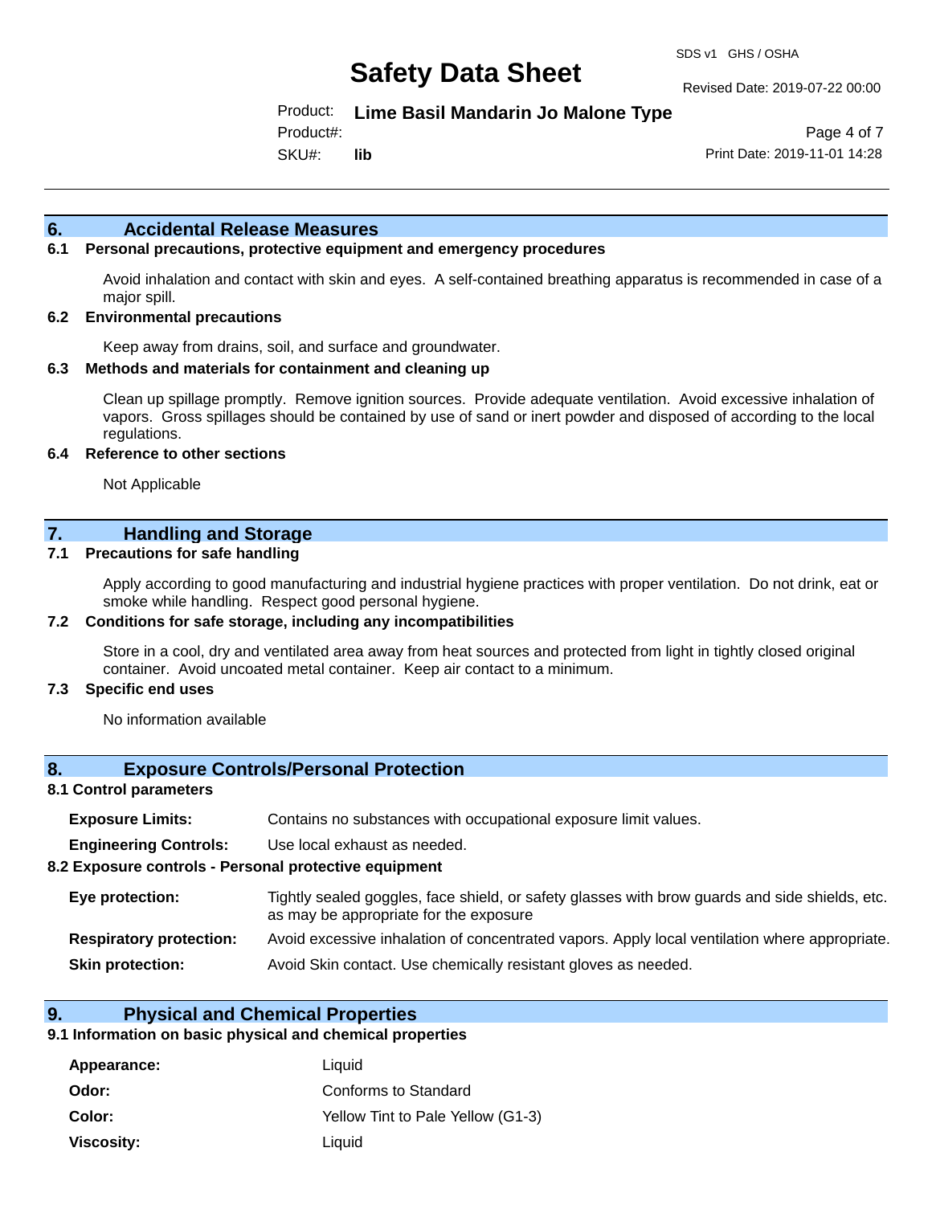## 6. Accidental Release Measures

### 6.1 Personal precautions, protective equipment and emergency procedures

Avoid inhalation and contact with skin and eyes. A self-contained breathing apparatus is recommended in case of a major spill.

### 6.2 Environmental precautions

Keep away from drains, soil, and surface and groundwater.

### 6.3 Methods and materials for containment and cleaning up

Clean up spillage promptly. Remove ignition sources. Provide adequate ventilation. Avoid excessive inhalation of vapors. Gross spillages should be contained by use of sand or inert powder and disposed of according to the local regulations.

### 6.4 Reference to other sections

Not Applicable

## 7. Handling and Storage

### 7.1 Precautions for safe handling

Apply according to good manufacturing and industrial hygiene practices with proper ventilation. Do not drink, eat or smoke while handling. Respect good personal hygiene.

### 7.2 Conditions for safe storage, including any incompatibilities

Store in a cool, dry and ventilated area away from heat sources and protected from light in tightly closed original container. Avoid uncoated metal container. Keep air contact to a minimum.

### 7.3 Specific end uses

No information available

## 8. Exposure Controls/Personal Protection

### 8.1 Control parameters

**Exposure Limits:** Contains no substances with occupational exposure limit values.

**Engineering Controls:** Use local exhaust as needed.

### 8.2 Exposure controls - Personal protective equipment

**Eye protection:** Tightly sealed goggles, face shield, or safety glasses with brow guards and side shields, etc. as may be appropriate for the exposure

**Respiratory protection:** Avoid excessive inhalation of concentrated vapors. Apply local ventilation where appropriate.

**Skin protection:** Avoid Skin contact. Use chemically resistant gloves as needed.

## 9. Physical and Chemical Properties

### 9.1 Information on basic physical and chemical properties

**Appearance:** Liquid

**Odor:** Conforms to Standard

**Color:** Yellow Tint to Pale Yellow (G1-3)

**Viscosity:** Liquid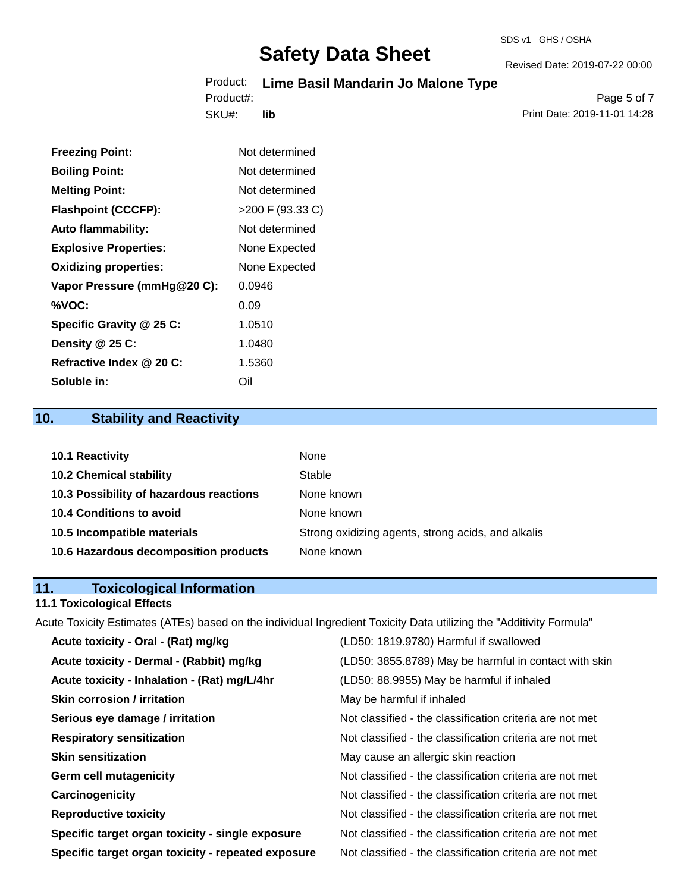| | |
|---|---|
| **Freezing Point:** | Not determined |
| **Boiling Point:** | Not determined |
| **Melting Point:** | Not determined |
| **Flashpoint (CCCFP):** | >200 F (93.33 C) |
| **Auto flammability:** | Not determined |
| **Explosive Properties:** | None Expected |
| **Oxidizing properties:** | None Expected |
| **Vapor Pressure (mmHg@20 C):** | 0.0946 |
| **%VOC:** | 0.09 |
| **Specific Gravity @ 25 C:** | 1.0510 |
| **Density @ 25 C:** | 1.0480 |
| **Refractive Index @ 20 C:** | 1.5360 |
| **Soluble in:** | Oil |

## 10. Stability and Reactivity

| | |
|---|---|
| **10.1 Reactivity** | None |
| **10.2 Chemical stability** | Stable |
| **10.3 Possibility of hazardous reactions** | None known |
| **10.4 Conditions to avoid** | None known |
| **10.5 Incompatible materials** | Strong oxidizing agents, strong acids, and alkalis |
| **10.6 Hazardous decomposition products** | None known |

## 11. Toxicological Information

### 11.1 Toxicological Effects

Acute Toxicity Estimates (ATEs) based on the individual Ingredient Toxicity Data utilizing the "Additivity Formula"

| | |
|---|---|
| **Acute toxicity - Oral - (Rat) mg/kg** | (LD50: 1819.9780) Harmful if swallowed |
| **Acute toxicity - Dermal - (Rabbit) mg/kg** | (LD50: 3855.8789) May be harmful in contact with skin |
| **Acute toxicity - Inhalation - (Rat) mg/L/4hr** | (LD50: 88.9955) May be harmful if inhaled |
| **Skin corrosion / irritation** | May be harmful if inhaled |
| **Serious eye damage / irritation** | Not classified - the classification criteria are not met |
| **Respiratory sensitization** | Not classified - the classification criteria are not met |
| **Skin sensitization** | May cause an allergic skin reaction |
| **Germ cell mutagenicity** | Not classified - the classification criteria are not met |
| **Carcinogenicity** | Not classified - the classification criteria are not met |
| **Reproductive toxicity** | Not classified - the classification criteria are not met |
| **Specific target organ toxicity - single exposure** | Not classified - the classification criteria are not met |
| **Specific target organ toxicity - repeated exposure** | Not classified - the classification criteria are not met |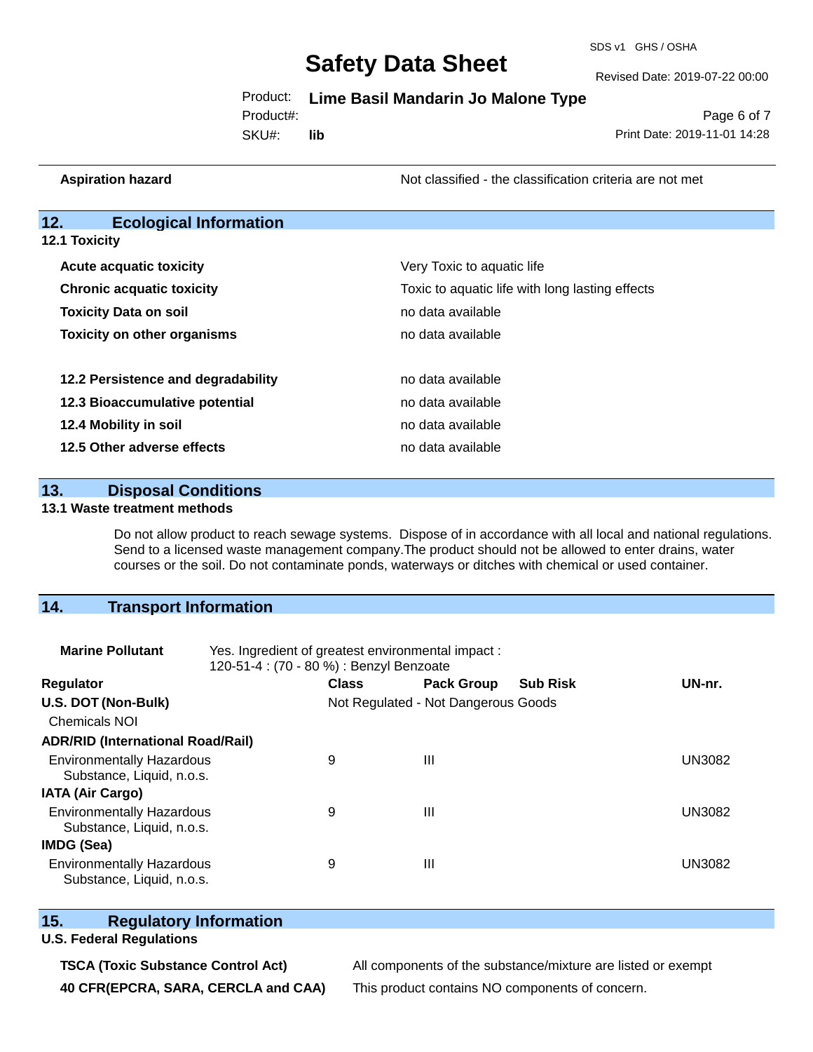| | |
|---|---|
| **Aspiration hazard** | Not classified - the classification criteria are not met |

## 12. Ecological Information

### 12.1 Toxicity

| | |
|---|---|
| **Acute acquatic toxicity** | Very Toxic to aquatic life |
| **Chronic acquatic toxicity** | Toxic to aquatic life with long lasting effects |
| **Toxicity Data on soil** | no data available |
| **Toxicity on other organisms** | no data available |

| | |
|---|---|
| **12.2 Persistence and degradability** | no data available |
| **12.3 Bioaccumulative potential** | no data available |
| **12.4 Mobility in soil** | no data available |
| **12.5 Other adverse effects** | no data available |

## 13. Disposal Conditions

### 13.1 Waste treatment methods

Do not allow product to reach sewage systems. Dispose of in accordance with all local and national regulations. Send to a licensed waste management company.The product should not be allowed to enter drains, water courses or the soil. Do not contaminate ponds, waterways or ditches with chemical or used container.

## 14. Transport Information

**Marine Pollutant** Yes. Ingredient of greatest environmental impact : 120-51-4 : (70 - 80 %) : Benzyl Benzoate

| Regulator | Class | Pack Group | Sub Risk | UN-nr. |
|---|---|---|---|---|
| **U.S. DOT (Non-Bulk)** | Not Regulated - Not Dangerous Goods | | | |
| Chemicals NOI | | | | |
| **ADR/RID (International Road/Rail)** | | | | |
| Environmentally Hazardous Substance, Liquid, n.o.s. | 9 | III | | UN3082 |
| **IATA (Air Cargo)** | | | | |
| Environmentally Hazardous Substance, Liquid, n.o.s. | 9 | III | | UN3082 |
| **IMDG (Sea)** | | | | |
| Environmentally Hazardous Substance, Liquid, n.o.s. | 9 | III | | UN3082 |

## 15. Regulatory Information

### U.S. Federal Regulations

| | |
|---|---|
| **TSCA (Toxic Substance Control Act)** | All components of the substance/mixture are listed or exempt |
| **40 CFR(EPCRA, SARA, CERCLA and CAA)** | This product contains NO components of concern. |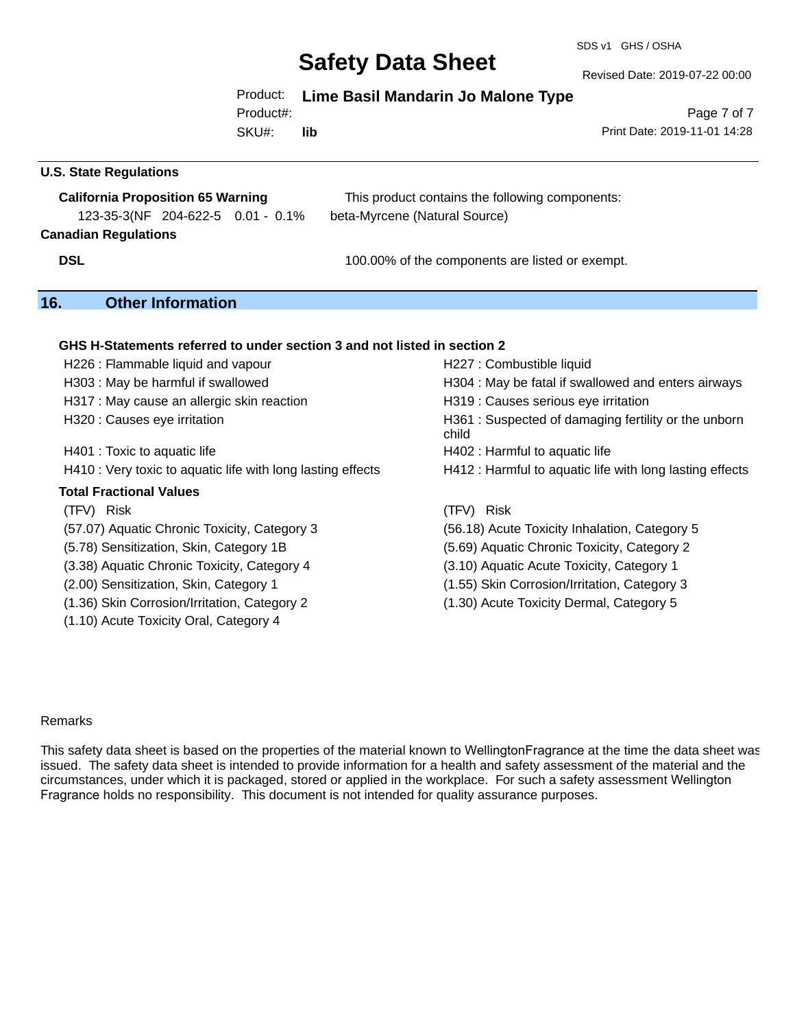### U.S. State Regulations

**California Proposition 65 Warning** — This product contains the following components:

| | | | |
|---|---|---|---|
| 123-35-3(NF | 204-622-5 | 0.01 - 0.1% | beta-Myrcene (Natural Source) |

### Canadian Regulations

**DSL** — 100.00% of the components are listed or exempt.

## 16. Other Information

**GHS H-Statements referred to under section 3 and not listed in section 2**

H226 : Flammable liquid and vapour
H227 : Combustible liquid
H303 : May be harmful if swallowed
H304 : May be fatal if swallowed and enters airways
H317 : May cause an allergic skin reaction
H319 : Causes serious eye irritation
H320 : Causes eye irritation
H361 : Suspected of damaging fertility or the unborn child
H401 : Toxic to aquatic life
H402 : Harmful to aquatic life
H410 : Very toxic to aquatic life with long lasting effects
H412 : Harmful to aquatic life with long lasting effects

**Total Fractional Values**

| (TFV) | Risk |
|---|---|
| (57.07) | Aquatic Chronic Toxicity, Category 3 |
| (56.18) | Acute Toxicity Inhalation, Category 5 |
| (5.78) | Sensitization, Skin, Category 1B |
| (5.69) | Aquatic Chronic Toxicity, Category 2 |
| (3.38) | Aquatic Chronic Toxicity, Category 4 |
| (3.10) | Aquatic Acute Toxicity, Category 1 |
| (2.00) | Sensitization, Skin, Category 1 |
| (1.55) | Skin Corrosion/Irritation, Category 3 |
| (1.36) | Skin Corrosion/Irritation, Category 2 |
| (1.30) | Acute Toxicity Dermal, Category 5 |
| (1.10) | Acute Toxicity Oral, Category 4 |

Remarks

This safety data sheet is based on the properties of the material known to WellingtonFragrance at the time the data sheet was issued. The safety data sheet is intended to provide information for a health and safety assessment of the material and the circumstances, under which it is packaged, stored or applied in the workplace. For such a safety assessment Wellington Fragrance holds no responsibility. This document is not intended for quality assurance purposes.